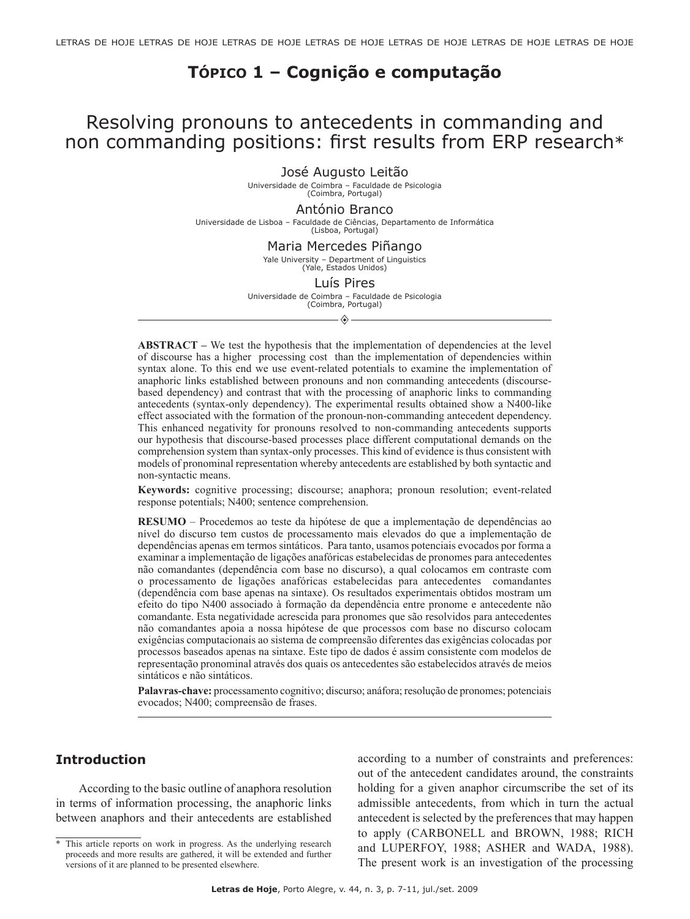## Tópico 1 – Cognição e computação

# Resolving pronouns to antecedents in commanding and non commanding positions: first results from ERP research*

José Augusto Leitão
Universidade de Coimbra – Faculdade de Psicologia
(Coimbra, Portugal)

António Branco
Universidade de Lisboa – Faculdade de Ciências, Departamento de Informática
(Lisboa, Portugal)

Maria Mercedes Piñango
Yale University – Department of Linguistics
(Yale, Estados Unidos)

Luís Pires
Universidade de Coimbra – Faculdade de Psicologia
(Coimbra, Portugal)

**ABSTRACT –** We test the hypothesis that the implementation of dependencies at the level of discourse has a higher processing cost than the implementation of dependencies within syntax alone. To this end we use event-related potentials to examine the implementation of anaphoric links established between pronouns and non commanding antecedents (discourse-based dependency) and contrast that with the processing of anaphoric links to commanding antecedents (syntax-only dependency). The experimental results obtained show a N400-like effect associated with the formation of the pronoun-non-commanding antecedent dependency. This enhanced negativity for pronouns resolved to non-commanding antecedents supports our hypothesis that discourse-based processes place different computational demands on the comprehension system than syntax-only processes. This kind of evidence is thus consistent with models of pronominal representation whereby antecedents are established by both syntactic and non-syntactic means.

**Keywords:** cognitive processing; discourse; anaphora; pronoun resolution; event-related response potentials; N400; sentence comprehension.

**RESUMO** – Procedemos ao teste da hipótese de que a implementação de dependências ao nível do discurso tem custos de processamento mais elevados do que a implementação de dependências apenas em termos sintáticos. Para tanto, usamos potenciais evocados por forma a examinar a implementação de ligações anafóricas estabelecidas de pronomes para antecedentes não comandantes (dependência com base no discurso), a qual colocamos em contraste com o processamento de ligações anafóricas estabelecidas para antecedentes comandantes (dependência com base apenas na sintaxe). Os resultados experimentais obtidos mostram um efeito do tipo N400 associado à formação da dependência entre pronome e antecedente não comandante. Esta negatividade acrescida para pronomes que são resolvidos para antecedentes não comandantes apoia a nossa hipótese de que processos com base no discurso colocam exigências computacionais ao sistema de compreensão diferentes das exigências colocadas por processos baseados apenas na sintaxe. Este tipo de dados é assim consistente com modelos de representação pronominal através dos quais os antecedentes são estabelecidos através de meios sintáticos e não sintáticos.

**Palavras-chave:** processamento cognitivo; discurso; anáfora; resolução de pronomes; potenciais evocados; N400; compreensão de frases.

## Introduction

According to the basic outline of anaphora resolution in terms of information processing, the anaphoric links between anaphors and their antecedents are established according to a number of constraints and preferences: out of the antecedent candidates around, the constraints holding for a given anaphor circumscribe the set of its admissible antecedents, from which in turn the actual antecedent is selected by the preferences that may happen to apply (CARBONELL and BROWN, 1988; RICH and LUPERFOY, 1988; ASHER and WADA, 1988). The present work is an investigation of the processing

\* This article reports on work in progress. As the underlying research proceeds and more results are gathered, it will be extended and further versions of it are planned to be presented elsewhere.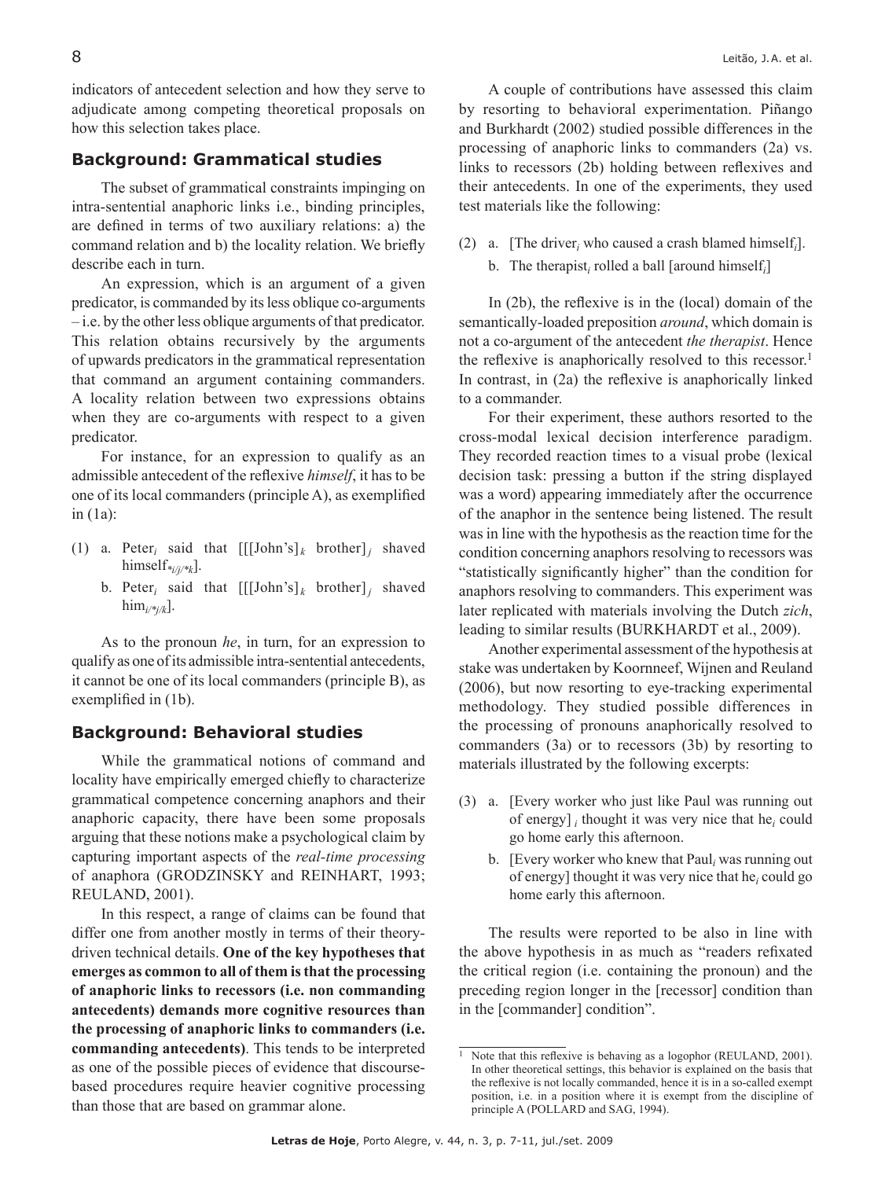indicators of antecedent selection and how they serve to adjudicate among competing theoretical proposals on how this selection takes place.

## Background: Grammatical studies

The subset of grammatical constraints impinging on intra-sentential anaphoric links i.e., binding principles, are defined in terms of two auxiliary relations: a) the command relation and b) the locality relation. We briefly describe each in turn.

An expression, which is an argument of a given predicator, is commanded by its less oblique co-arguments – i.e. by the other less oblique arguments of that predicator. This relation obtains recursively by the arguments of upwards predicators in the grammatical representation that command an argument containing commanders. A locality relation between two expressions obtains when they are co-arguments with respect to a given predicator.

For instance, for an expression to qualify as an admissible antecedent of the reflexive *himself*, it has to be one of its local commanders (principle A), as exemplified in (1a):

(1) a. Peter$_i$ said that [[[John's]$_k$ brother]$_j$ shaved himself$_{*i/j/*k}$].
b. Peter$_i$ said that [[[John's]$_k$ brother]$_j$ shaved him$_{i/*j/k}$].

As to the pronoun *he*, in turn, for an expression to qualify as one of its admissible intra-sentential antecedents, it cannot be one of its local commanders (principle B), as exemplified in (1b).

## Background: Behavioral studies

While the grammatical notions of command and locality have empirically emerged chiefly to characterize grammatical competence concerning anaphors and their anaphoric capacity, there have been some proposals arguing that these notions make a psychological claim by capturing important aspects of the *real-time processing* of anaphora (GRODZINSKY and REINHART, 1993; REULAND, 2001).

In this respect, a range of claims can be found that differ one from another mostly in terms of their theory-driven technical details. **One of the key hypotheses that emerges as common to all of them is that the processing of anaphoric links to recessors (i.e. non commanding antecedents) demands more cognitive resources than the processing of anaphoric links to commanders (i.e. commanding antecedents)**. This tends to be interpreted as one of the possible pieces of evidence that discourse-based procedures require heavier cognitive processing than those that are based on grammar alone.

A couple of contributions have assessed this claim by resorting to behavioral experimentation. Piñango and Burkhardt (2002) studied possible differences in the processing of anaphoric links to commanders (2a) vs. links to recessors (2b) holding between reflexives and their antecedents. In one of the experiments, they used test materials like the following:

(2) a. [The driver$_i$ who caused a crash blamed himself$_i$].
b. The therapist$_i$ rolled a ball [around himself$_i$]

In (2b), the reflexive is in the (local) domain of the semantically-loaded preposition *around*, which domain is not a co-argument of the antecedent *the therapist*. Hence the reflexive is anaphorically resolved to this recessor.[1] In contrast, in (2a) the reflexive is anaphorically linked to a commander.

For their experiment, these authors resorted to the cross-modal lexical decision interference paradigm. They recorded reaction times to a visual probe (lexical decision task: pressing a button if the string displayed was a word) appearing immediately after the occurrence of the anaphor in the sentence being listened. The result was in line with the hypothesis as the reaction time for the condition concerning anaphors resolving to recessors was "statistically significantly higher" than the condition for anaphors resolving to commanders. This experiment was later replicated with materials involving the Dutch *zich*, leading to similar results (BURKHARDT et al., 2009).

Another experimental assessment of the hypothesis at stake was undertaken by Koornneef, Wijnen and Reuland (2006), but now resorting to eye-tracking experimental methodology. They studied possible differences in the processing of pronouns anaphorically resolved to commanders (3a) or to recessors (3b) by resorting to materials illustrated by the following excerpts:

(3) a. [Every worker who just like Paul was running out of energy]$_i$ thought it was very nice that he$_i$ could go home early this afternoon.
b. [Every worker who knew that Paul$_i$ was running out of energy] thought it was very nice that he$_i$ could go home early this afternoon.

The results were reported to be also in line with the above hypothesis in as much as "readers refixated the critical region (i.e. containing the pronoun) and the preceding region longer in the [recessor] condition than in the [commander] condition".

[1] Note that this reflexive is behaving as a logophor (REULAND, 2001). In other theoretical settings, this behavior is explained on the basis that the reflexive is not locally commanded, hence it is in a so-called exempt position, i.e. in a position where it is exempt from the discipline of principle A (POLLARD and SAG, 1994).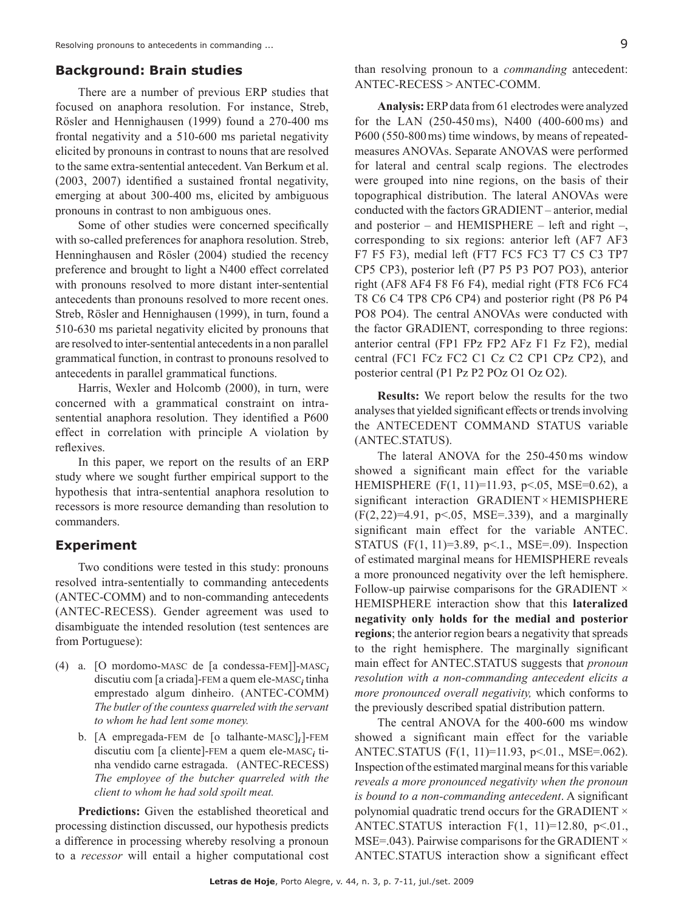## Background: Brain studies

There are a number of previous ERP studies that focused on anaphora resolution. For instance, Streb, Rösler and Hennighausen (1999) found a 270-400 ms frontal negativity and a 510-600 ms parietal negativity elicited by pronouns in contrast to nouns that are resolved to the same extra-sentential antecedent. Van Berkum et al. (2003, 2007) identified a sustained frontal negativity, emerging at about 300-400 ms, elicited by ambiguous pronouns in contrast to non ambiguous ones.

Some of other studies were concerned specifically with so-called preferences for anaphora resolution. Streb, Henninghausen and Rösler (2004) studied the recency preference and brought to light a N400 effect correlated with pronouns resolved to more distant inter-sentential antecedents than pronouns resolved to more recent ones. Streb, Rösler and Hennighausen (1999), in turn, found a 510-630 ms parietal negativity elicited by pronouns that are resolved to inter-sentential antecedents in a non parallel grammatical function, in contrast to pronouns resolved to antecedents in parallel grammatical functions.

Harris, Wexler and Holcomb (2000), in turn, were concerned with a grammatical constraint on intra-sentential anaphora resolution. They identified a P600 effect in correlation with principle A violation by reflexives.

In this paper, we report on the results of an ERP study where we sought further empirical support to the hypothesis that intra-sentential anaphora resolution to recessors is more resource demanding than resolution to commanders.

## Experiment

Two conditions were tested in this study: pronouns resolved intra-sententially to commanding antecedents (ANTEC-COMM) and to non-commanding antecedents (ANTEC-RECESS). Gender agreement was used to disambiguate the intended resolution (test sentences are from Portuguese):

(4) a. [O mordomo-MASC de [a condessa-FEM]]-MASC$_i$ discutiu com [a criada]-FEM a quem ele-MASC$_i$ tinha emprestado algum dinheiro. (ANTEC-COMM)
*The butler of the countess quarreled with the servant to whom he had lent some money.*

b. [A empregada-FEM de [o talhante-MASC]$_i$]-FEM discutiu com [a cliente]-FEM a quem ele-MASC$_i$ tinha vendido carne estragada. (ANTEC-RECESS)
*The employee of the butcher quarreled with the client to whom he had sold spoilt meat.*

**Predictions:** Given the established theoretical and processing distinction discussed, our hypothesis predicts a difference in processing whereby resolving a pronoun to a *recessor* will entail a higher computational cost than resolving pronoun to a *commanding* antecedent: ANTEC-RECESS > ANTEC-COMM.

**Analysis:** ERP data from 61 electrodes were analyzed for the LAN (250-450 ms), N400 (400-600 ms) and P600 (550-800 ms) time windows, by means of repeated-measures ANOVAs. Separate ANOVAS were performed for lateral and central scalp regions. The electrodes were grouped into nine regions, on the basis of their topographical distribution. The lateral ANOVAs were conducted with the factors GRADIENT – anterior, medial and posterior – and HEMISPHERE – left and right –, corresponding to six regions: anterior left (AF7 AF3 F7 F5 F3), medial left (FT7 FC5 FC3 T7 C5 C3 TP7 CP5 CP3), posterior left (P7 P5 P3 PO7 PO3), anterior right (AF8 AF4 F8 F6 F4), medial right (FT8 FC6 FC4 T8 C6 C4 TP8 CP6 CP4) and posterior right (P8 P6 P4 PO8 PO4). The central ANOVAs were conducted with the factor GRADIENT, corresponding to three regions: anterior central (FP1 FPz FP2 AFz F1 Fz F2), medial central (FC1 FCz FC2 C1 Cz C2 CP1 CPz CP2), and posterior central (P1 Pz P2 POz O1 Oz O2).

**Results:** We report below the results for the two analyses that yielded significant effects or trends involving the ANTECEDENT COMMAND STATUS variable (ANTEC.STATUS).

The lateral ANOVA for the 250-450 ms window showed a significant main effect for the variable HEMISPHERE ($F(1, 11)=11.93$, $p<.05$, $MSE=0.62$), a significant interaction GRADIENT × HEMISPHERE ($F(2, 22)=4.91$, $p<.05$, $MSE=.339$), and a marginally significant main effect for the variable ANTEC. STATUS ($F(1, 11)=3.89$, $p<.1.$, $MSE=.09$). Inspection of estimated marginal means for HEMISPHERE reveals a more pronounced negativity over the left hemisphere. Follow-up pairwise comparisons for the GRADIENT × HEMISPHERE interaction show that this **lateralized negativity only holds for the medial and posterior regions**; the anterior region bears a negativity that spreads to the right hemisphere. The marginally significant main effect for ANTEC.STATUS suggests that *pronoun resolution with a non-commanding antecedent elicits a more pronounced overall negativity,* which conforms to the previously described spatial distribution pattern.

The central ANOVA for the 400-600 ms window showed a significant main effect for the variable ANTEC.STATUS ($F(1, 11)=11.93$, $p<.01.$, $MSE=.062$). Inspection of the estimated marginal means for this variable *reveals a more pronounced negativity when the pronoun is bound to a non-commanding antecedent*. A significant polynomial quadratic trend occurs for the GRADIENT × ANTEC.STATUS interaction $F(1, 11)=12.80$, $p<.01.$, $MSE=.043$). Pairwise comparisons for the GRADIENT × ANTEC.STATUS interaction show a significant effect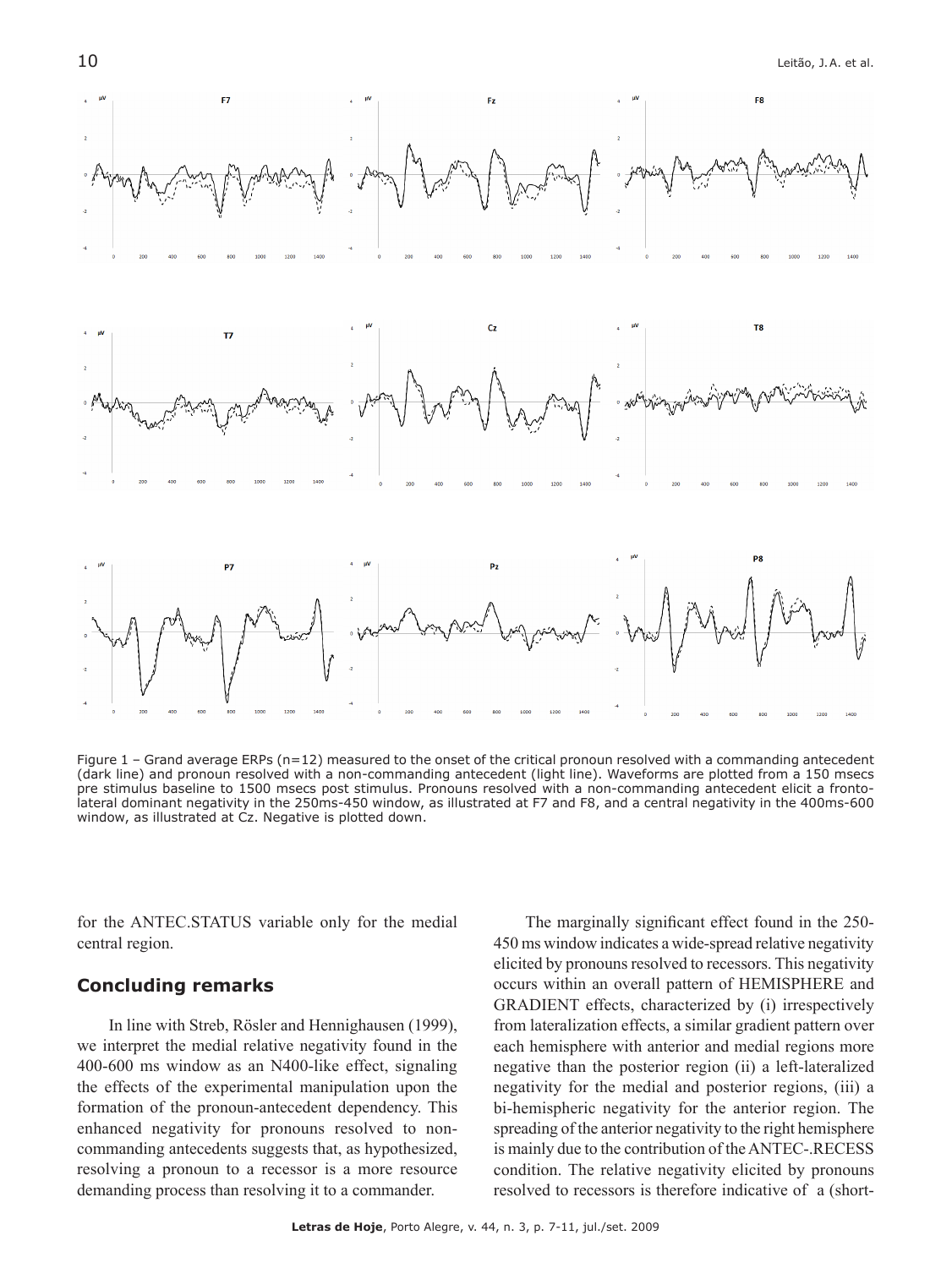Figure 1 – Grand average ERPs (n=12) measured to the onset of the critical pronoun resolved with a commanding antecedent (dark line) and pronoun resolved with a non-commanding antecedent (light line). Waveforms are plotted from a 150 msecs pre stimulus baseline to 1500 msecs post stimulus. Pronouns resolved with a non-commanding antecedent elicit a fronto-lateral dominant negativity in the 250ms-450 window, as illustrated at F7 and F8, and a central negativity in the 400ms-600 window, as illustrated at Cz. Negative is plotted down.

for the ANTEC.STATUS variable only for the medial central region.

## Concluding remarks

In line with Streb, Rösler and Hennighausen (1999), we interpret the medial relative negativity found in the 400-600 ms window as an N400-like effect, signaling the effects of the experimental manipulation upon the formation of the pronoun-antecedent dependency. This enhanced negativity for pronouns resolved to non-commanding antecedents suggests that, as hypothesized, resolving a pronoun to a recessor is a more resource demanding process than resolving it to a commander.

The marginally significant effect found in the 250-450 ms window indicates a wide-spread relative negativity elicited by pronouns resolved to recessors. This negativity occurs within an overall pattern of HEMISPHERE and GRADIENT effects, characterized by (i) irrespectively from lateralization effects, a similar gradient pattern over each hemisphere with anterior and medial regions more negative than the posterior region (ii) a left-lateralized negativity for the medial and posterior regions, (iii) a bi-hemispheric negativity for the anterior region. The spreading of the anterior negativity to the right hemisphere is mainly due to the contribution of the ANTEC-.RECESS condition. The relative negativity elicited by pronouns resolved to recessors is therefore indicative of a (short-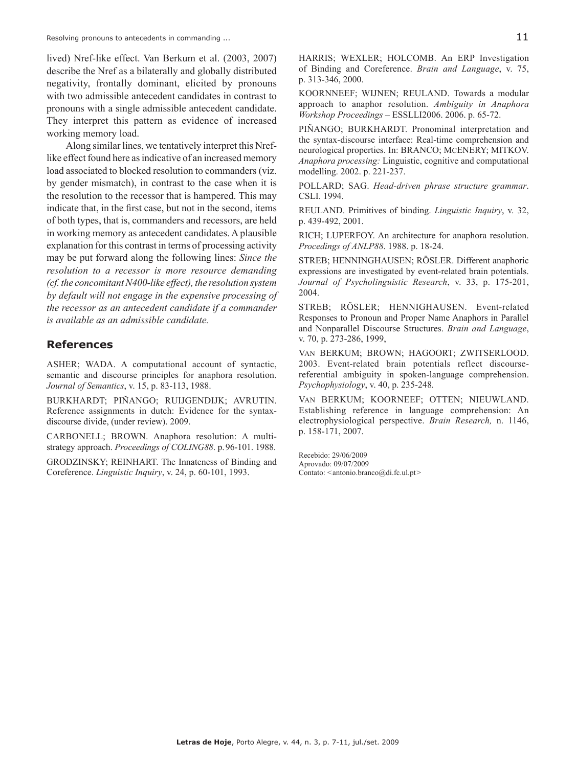lived) Nref-like effect. Van Berkum et al. (2003, 2007) describe the Nref as a bilaterally and globally distributed negativity, frontally dominant, elicited by pronouns with two admissible antecedent candidates in contrast to pronouns with a single admissible antecedent candidate. They interpret this pattern as evidence of increased working memory load.

Along similar lines, we tentatively interpret this Nref-like effect found here as indicative of an increased memory load associated to blocked resolution to commanders (viz. by gender mismatch), in contrast to the case when it is the resolution to the recessor that is hampered. This may indicate that, in the first case, but not in the second, items of both types, that is, commanders and recessors, are held in working memory as antecedent candidates. A plausible explanation for this contrast in terms of processing activity may be put forward along the following lines: *Since the resolution to a recessor is more resource demanding (cf. the concomitant N400-like effect), the resolution system by default will not engage in the expensive processing of the recessor as an antecedent candidate if a commander is available as an admissible candidate.*

## References

ASHER; WADA. A computational account of syntactic, semantic and discourse principles for anaphora resolution. *Journal of Semantics*, v. 15, p. 83-113, 1988.

BURKHARDT; PIÑANGO; RUIJGENDIJK; AVRUTIN. Reference assignments in dutch: Evidence for the syntax-discourse divide, (under review). 2009.

CARBONELL; BROWN. Anaphora resolution: A multi-strategy approach. *Proceedings of COLING88*. p. 96-101. 1988.

GRODZINSKY; REINHART. The Innateness of Binding and Coreference. *Linguistic Inquiry*, v. 24, p. 60-101, 1993.

HARRIS; WEXLER; HOLCOMB. An ERP Investigation of Binding and Coreference. *Brain and Language*, v. 75, p. 313-346, 2000.

KOORNNEEF; WIJNEN; REULAND. Towards a modular approach to anaphor resolution. *Ambiguity in Anaphora Workshop Proceedings* – ESSLLI2006. 2006. p. 65-72.

PIÑANGO; BURKHARDT. Pronominal interpretation and the syntax-discourse interface: Real-time comprehension and neurological properties. In: BRANCO; MCENERY; MITKOV. *Anaphora processing:* Linguistic, cognitive and computational modelling. 2002. p. 221-237.

POLLARD; SAG. *Head-driven phrase structure grammar*. CSLI. 1994.

REULAND. Primitives of binding. *Linguistic Inquiry*, v. 32, p. 439-492, 2001.

RICH; LUPERFOY. An architecture for anaphora resolution. *Procedings of ANLP88*. 1988. p. 18-24.

STREB; HENNINGHAUSEN; RÖSLER. Different anaphoric expressions are investigated by event-related brain potentials. *Journal of Psycholinguistic Research*, v. 33, p. 175-201, 2004.

STREB; RÖSLER; HENNIGHAUSEN. Event-related Responses to Pronoun and Proper Name Anaphors in Parallel and Nonparallel Discourse Structures. *Brain and Language*, v. 70, p. 273-286, 1999,

VAN BERKUM; BROWN; HAGOORT; ZWITSERLOOD. 2003. Event-related brain potentials reflect discourse-referential ambiguity in spoken-language comprehension. *Psychophysiology*, v. 40, p. 235-248*.*

VAN BERKUM; KOORNEEF; OTTEN; NIEUWLAND. Establishing reference in language comprehension: An electrophysiological perspective. *Brain Research,* n. 1146, p. 158-171, 2007.

Recebido: 29/06/2009
Aprovado: 09/07/2009
Contato: <antonio.branco@di.fc.ul.pt>